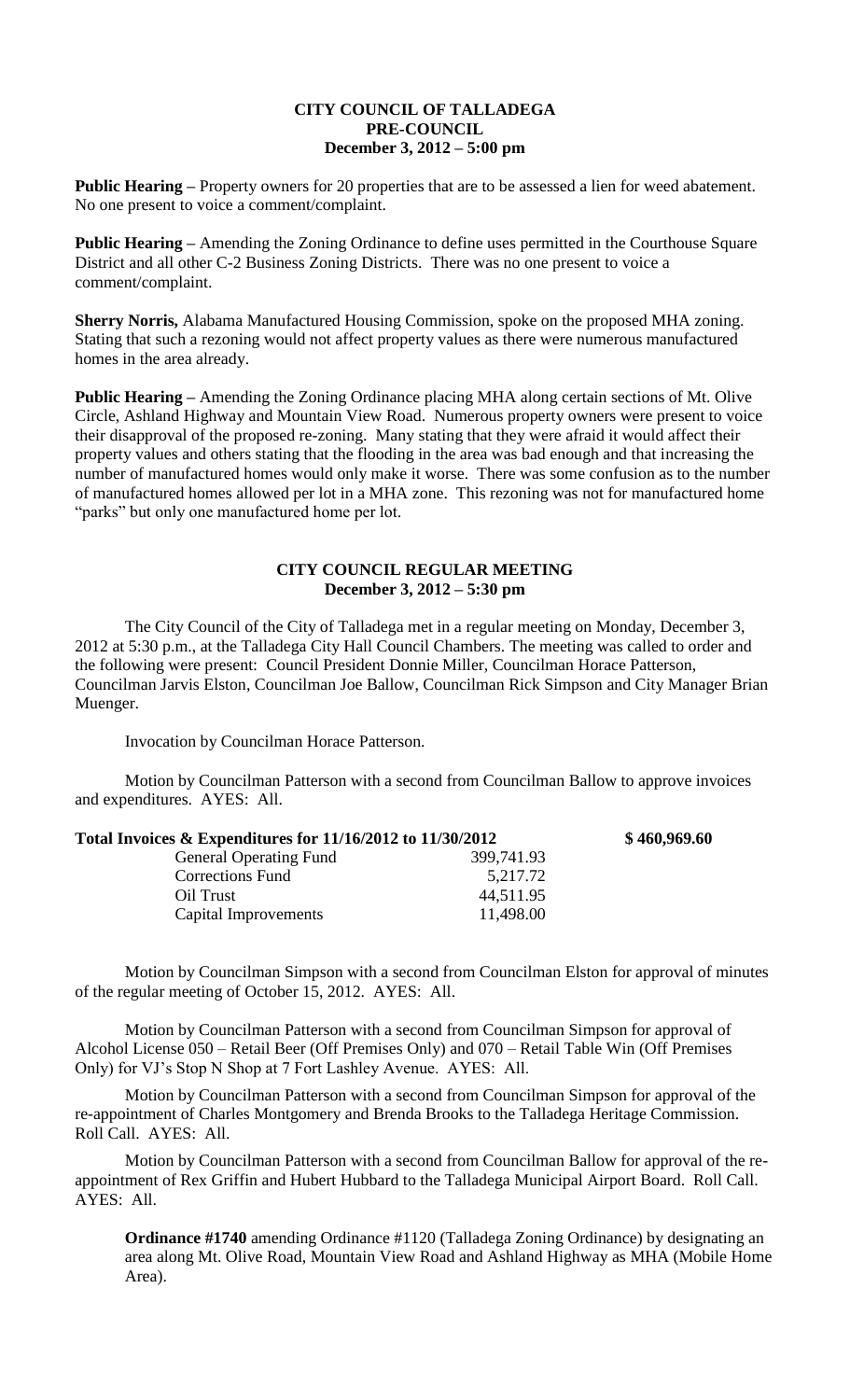# CITY COUNCIL OF TALLADEGA
## PRE-COUNCIL
### December 3, 2012 – 5:00 pm

**Public Hearing –** Property owners for 20 properties that are to be assessed a lien for weed abatement. No one present to voice a comment/complaint.

**Public Hearing –** Amending the Zoning Ordinance to define uses permitted in the Courthouse Square District and all other C-2 Business Zoning Districts. There was no one present to voice a comment/complaint.

**Sherry Norris,** Alabama Manufactured Housing Commission, spoke on the proposed MHA zoning. Stating that such a rezoning would not affect property values as there were numerous manufactured homes in the area already.

**Public Hearing –** Amending the Zoning Ordinance placing MHA along certain sections of Mt. Olive Circle, Ashland Highway and Mountain View Road. Numerous property owners were present to voice their disapproval of the proposed re-zoning. Many stating that they were afraid it would affect their property values and others stating that the flooding in the area was bad enough and that increasing the number of manufactured homes would only make it worse. There was some confusion as to the number of manufactured homes allowed per lot in a MHA zone. This rezoning was not for manufactured home "parks" but only one manufactured home per lot.

# CITY COUNCIL REGULAR MEETING
### December 3, 2012 – 5:30 pm

The City Council of the City of Talladega met in a regular meeting on Monday, December 3, 2012 at 5:30 p.m., at the Talladega City Hall Council Chambers. The meeting was called to order and the following were present: Council President Donnie Miller, Councilman Horace Patterson, Councilman Jarvis Elston, Councilman Joe Ballow, Councilman Rick Simpson and City Manager Brian Muenger.

Invocation by Councilman Horace Patterson.

Motion by Councilman Patterson with a second from Councilman Ballow to approve invoices and expenditures. AYES: All.

**Total Invoices & Expenditures for 11/16/2012 to 11/30/2012** **$ 460,969.60**

| | |
|---|---|
| General Operating Fund | 399,741.93 |
| Corrections Fund | 5,217.72 |
| Oil Trust | 44,511.95 |
| Capital Improvements | 11,498.00 |

Motion by Councilman Simpson with a second from Councilman Elston for approval of minutes of the regular meeting of October 15, 2012. AYES: All.

Motion by Councilman Patterson with a second from Councilman Simpson for approval of Alcohol License 050 – Retail Beer (Off Premises Only) and 070 – Retail Table Win (Off Premises Only) for VJ's Stop N Shop at 7 Fort Lashley Avenue. AYES: All.

Motion by Councilman Patterson with a second from Councilman Simpson for approval of the re-appointment of Charles Montgomery and Brenda Brooks to the Talladega Heritage Commission. Roll Call. AYES: All.

Motion by Councilman Patterson with a second from Councilman Ballow for approval of the re-appointment of Rex Griffin and Hubert Hubbard to the Talladega Municipal Airport Board. Roll Call. AYES: All.

**Ordinance #1740** amending Ordinance #1120 (Talladega Zoning Ordinance) by designating an area along Mt. Olive Road, Mountain View Road and Ashland Highway as MHA (Mobile Home Area).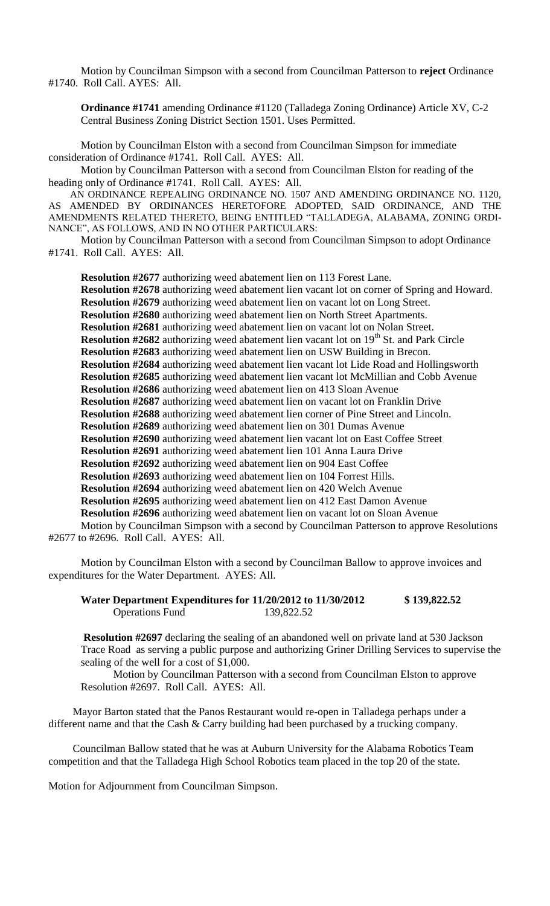Motion by Councilman Simpson with a second from Councilman Patterson to **reject** Ordinance #1740. Roll Call. AYES: All.

**Ordinance #1741** amending Ordinance #1120 (Talladega Zoning Ordinance) Article XV, C-2 Central Business Zoning District Section 1501. Uses Permitted.

Motion by Councilman Elston with a second from Councilman Simpson for immediate consideration of Ordinance #1741. Roll Call. AYES: All.

Motion by Councilman Patterson with a second from Councilman Elston for reading of the heading only of Ordinance #1741. Roll Call. AYES: All.

AN ORDINANCE REPEALING ORDINANCE NO. 1507 AND AMENDING ORDINANCE NO. 1120, AS AMENDED BY ORDINANCES HERETOFORE ADOPTED, SAID ORDINANCE, AND THE AMENDMENTS RELATED THERETO, BEING ENTITLED "TALLADEGA, ALABAMA, ZONING ORDINANCE", AS FOLLOWS, AND IN NO OTHER PARTICULARS:

Motion by Councilman Patterson with a second from Councilman Simpson to adopt Ordinance #1741. Roll Call. AYES: All.

**Resolution #2677** authorizing weed abatement lien on 113 Forest Lane.
**Resolution #2678** authorizing weed abatement lien vacant lot on corner of Spring and Howard.
**Resolution #2679** authorizing weed abatement lien on vacant lot on Long Street.
**Resolution #2680** authorizing weed abatement lien on North Street Apartments.
**Resolution #2681** authorizing weed abatement lien on vacant lot on Nolan Street.
**Resolution #2682** authorizing weed abatement lien vacant lot on 19th St. and Park Circle
**Resolution #2683** authorizing weed abatement lien on USW Building in Brecon.
**Resolution #2684** authorizing weed abatement lien vacant lot Lide Road and Hollingsworth
**Resolution #2685** authorizing weed abatement lien vacant lot McMillian and Cobb Avenue
**Resolution #2686** authorizing weed abatement lien on 413 Sloan Avenue
**Resolution #2687** authorizing weed abatement lien on vacant lot on Franklin Drive
**Resolution #2688** authorizing weed abatement lien corner of Pine Street and Lincoln.
**Resolution #2689** authorizing weed abatement lien on 301 Dumas Avenue
**Resolution #2690** authorizing weed abatement lien vacant lot on East Coffee Street
**Resolution #2691** authorizing weed abatement lien 101 Anna Laura Drive
**Resolution #2692** authorizing weed abatement lien on 904 East Coffee
**Resolution #2693** authorizing weed abatement lien on 104 Forrest Hills.
**Resolution #2694** authorizing weed abatement lien on 420 Welch Avenue
**Resolution #2695** authorizing weed abatement lien on 412 East Damon Avenue
**Resolution #2696** authorizing weed abatement lien on vacant lot on Sloan Avenue

Motion by Councilman Simpson with a second by Councilman Patterson to approve Resolutions #2677 to #2696. Roll Call. AYES: All.

Motion by Councilman Elston with a second by Councilman Ballow to approve invoices and expenditures for the Water Department. AYES: All.

**Water Department Expenditures for 11/20/2012 to 11/30/2012** **$ 139,822.52**
Operations Fund 139,822.52

**Resolution #2697** declaring the sealing of an abandoned well on private land at 530 Jackson Trace Road as serving a public purpose and authorizing Griner Drilling Services to supervise the sealing of the well for a cost of $1,000.

Motion by Councilman Patterson with a second from Councilman Elston to approve Resolution #2697. Roll Call. AYES: All.

Mayor Barton stated that the Panos Restaurant would re-open in Talladega perhaps under a different name and that the Cash & Carry building had been purchased by a trucking company.

Councilman Ballow stated that he was at Auburn University for the Alabama Robotics Team competition and that the Talladega High School Robotics team placed in the top 20 of the state.

Motion for Adjournment from Councilman Simpson.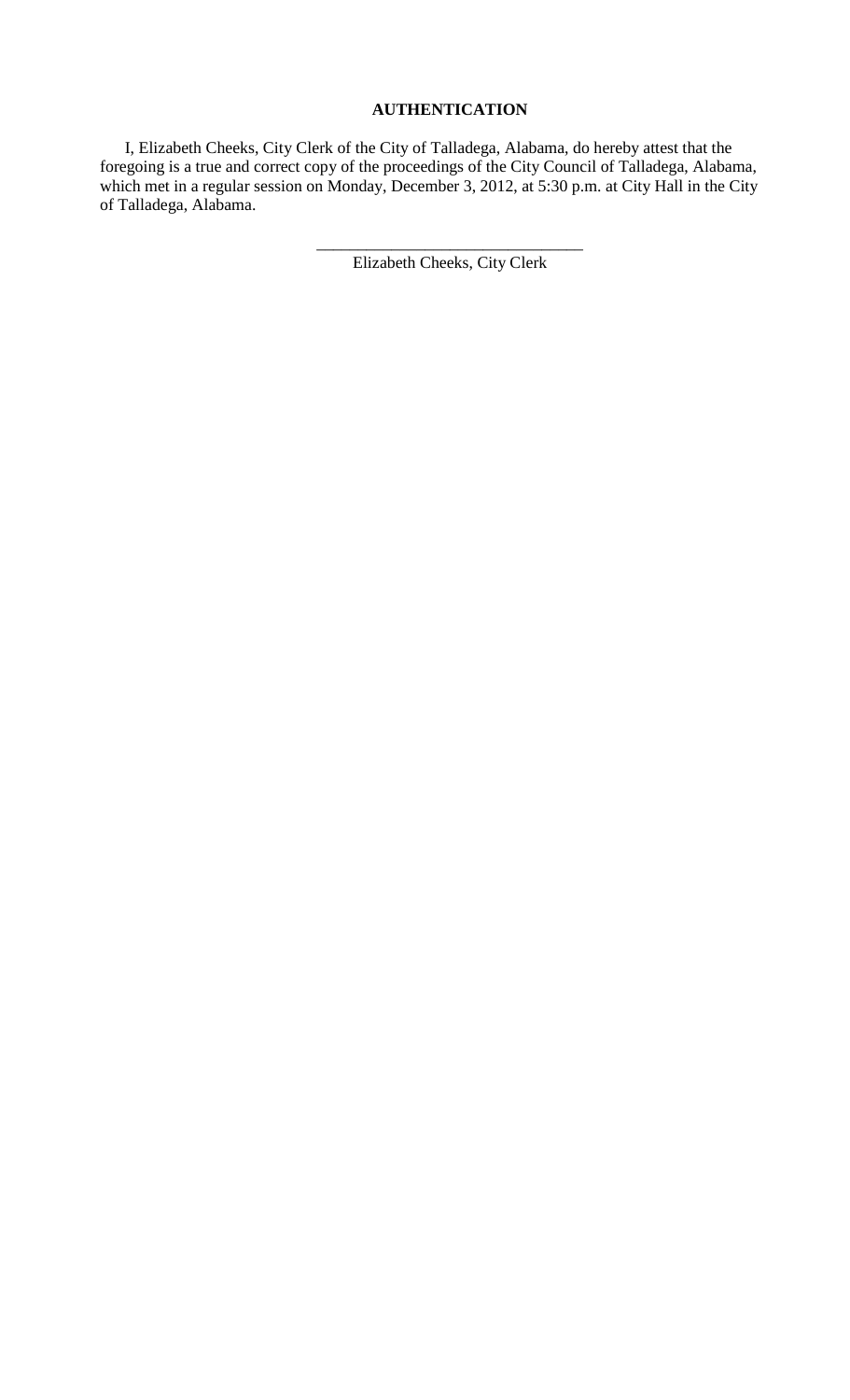**AUTHENTICATION**

I, Elizabeth Cheeks, City Clerk of the City of Talladega, Alabama, do hereby attest that the foregoing is a true and correct copy of the proceedings of the City Council of Talladega, Alabama, which met in a regular session on Monday, December 3, 2012, at 5:30 p.m. at City Hall in the City of Talladega, Alabama.

________________________________

Elizabeth Cheeks, City Clerk